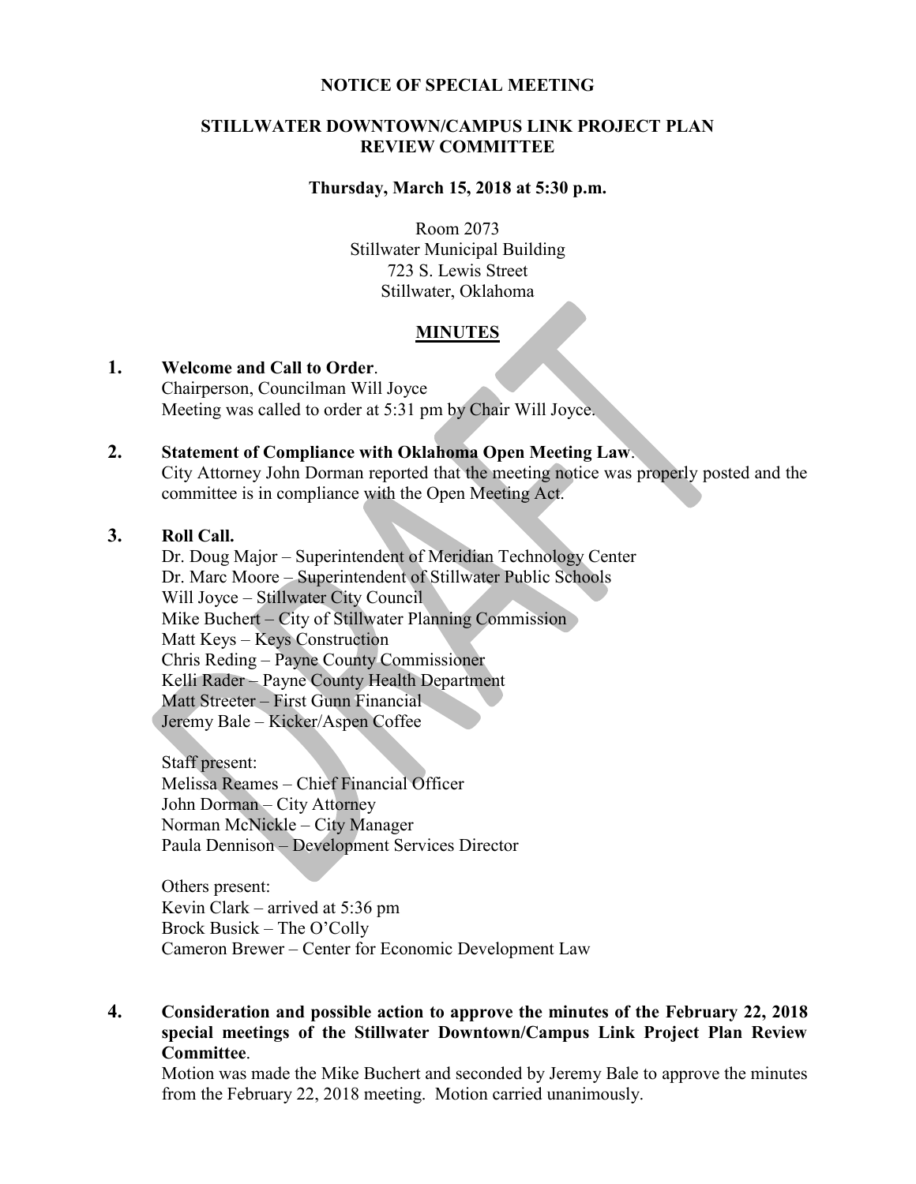**NOTICE OF SPECIAL MEETING**

**STILLWATER DOWNTOWN/CAMPUS LINK PROJECT PLAN REVIEW COMMITTEE**

**Thursday, March 15, 2018 at 5:30 p.m.**

Room 2073
Stillwater Municipal Building
723 S. Lewis Street
Stillwater, Oklahoma

## MINUTES

**1. Welcome and Call to Order**.
Chairperson, Councilman Will Joyce
Meeting was called to order at 5:31 pm by Chair Will Joyce.

**2. Statement of Compliance with Oklahoma Open Meeting Law**.
City Attorney John Dorman reported that the meeting notice was properly posted and the committee is in compliance with the Open Meeting Act.

**3. Roll Call.**
Dr. Doug Major – Superintendent of Meridian Technology Center
Dr. Marc Moore – Superintendent of Stillwater Public Schools
Will Joyce – Stillwater City Council
Mike Buchert – City of Stillwater Planning Commission
Matt Keys – Keys Construction
Chris Reding – Payne County Commissioner
Kelli Rader – Payne County Health Department
Matt Streeter – First Gunn Financial
Jeremy Bale – Kicker/Aspen Coffee

Staff present:
Melissa Reames – Chief Financial Officer
John Dorman – City Attorney
Norman McNickle – City Manager
Paula Dennison – Development Services Director

Others present:
Kevin Clark – arrived at 5:36 pm
Brock Busick – The O'Colly
Cameron Brewer – Center for Economic Development Law

**4. Consideration and possible action to approve the minutes of the February 22, 2018 special meetings of the Stillwater Downtown/Campus Link Project Plan Review Committee**.
Motion was made the Mike Buchert and seconded by Jeremy Bale to approve the minutes from the February 22, 2018 meeting. Motion carried unanimously.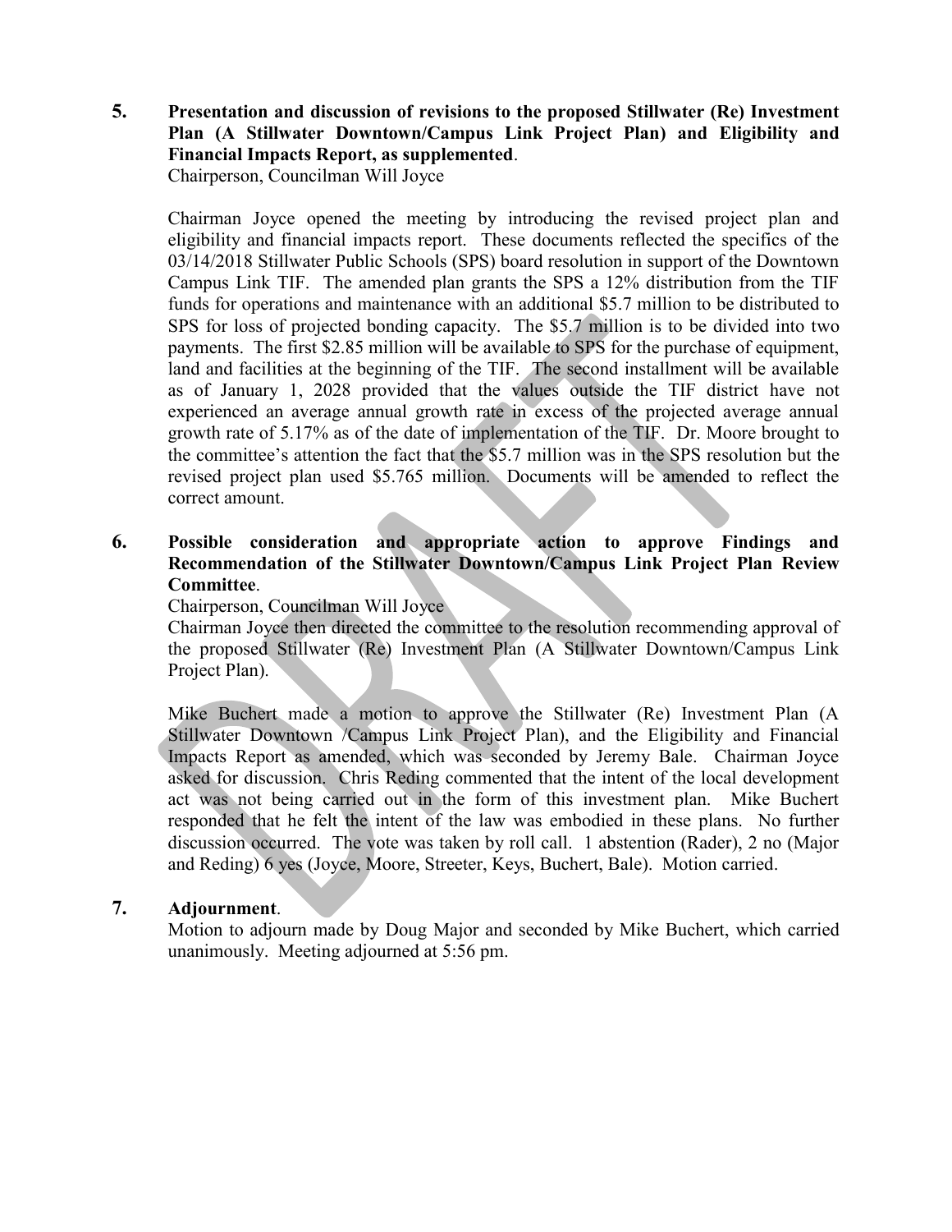**5. Presentation and discussion of revisions to the proposed Stillwater (Re) Investment Plan (A Stillwater Downtown/Campus Link Project Plan) and Eligibility and Financial Impacts Report, as supplemented**.

Chairperson, Councilman Will Joyce

Chairman Joyce opened the meeting by introducing the revised project plan and eligibility and financial impacts report. These documents reflected the specifics of the 03/14/2018 Stillwater Public Schools (SPS) board resolution in support of the Downtown Campus Link TIF. The amended plan grants the SPS a 12% distribution from the TIF funds for operations and maintenance with an additional $5.7 million to be distributed to SPS for loss of projected bonding capacity. The $5.7 million is to be divided into two payments. The first $2.85 million will be available to SPS for the purchase of equipment, land and facilities at the beginning of the TIF. The second installment will be available as of January 1, 2028 provided that the values outside the TIF district have not experienced an average annual growth rate in excess of the projected average annual growth rate of 5.17% as of the date of implementation of the TIF. Dr. Moore brought to the committee's attention the fact that the $5.7 million was in the SPS resolution but the revised project plan used $5.765 million. Documents will be amended to reflect the correct amount.

**6. Possible consideration and appropriate action to approve Findings and Recommendation of the Stillwater Downtown/Campus Link Project Plan Review Committee**.

Chairperson, Councilman Will Joyce

Chairman Joyce then directed the committee to the resolution recommending approval of the proposed Stillwater (Re) Investment Plan (A Stillwater Downtown/Campus Link Project Plan).

Mike Buchert made a motion to approve the Stillwater (Re) Investment Plan (A Stillwater Downtown /Campus Link Project Plan), and the Eligibility and Financial Impacts Report as amended, which was seconded by Jeremy Bale. Chairman Joyce asked for discussion. Chris Reding commented that the intent of the local development act was not being carried out in the form of this investment plan. Mike Buchert responded that he felt the intent of the law was embodied in these plans. No further discussion occurred. The vote was taken by roll call. 1 abstention (Rader), 2 no (Major and Reding) 6 yes (Joyce, Moore, Streeter, Keys, Buchert, Bale). Motion carried.

**7. Adjournment**.

Motion to adjourn made by Doug Major and seconded by Mike Buchert, which carried unanimously. Meeting adjourned at 5:56 pm.